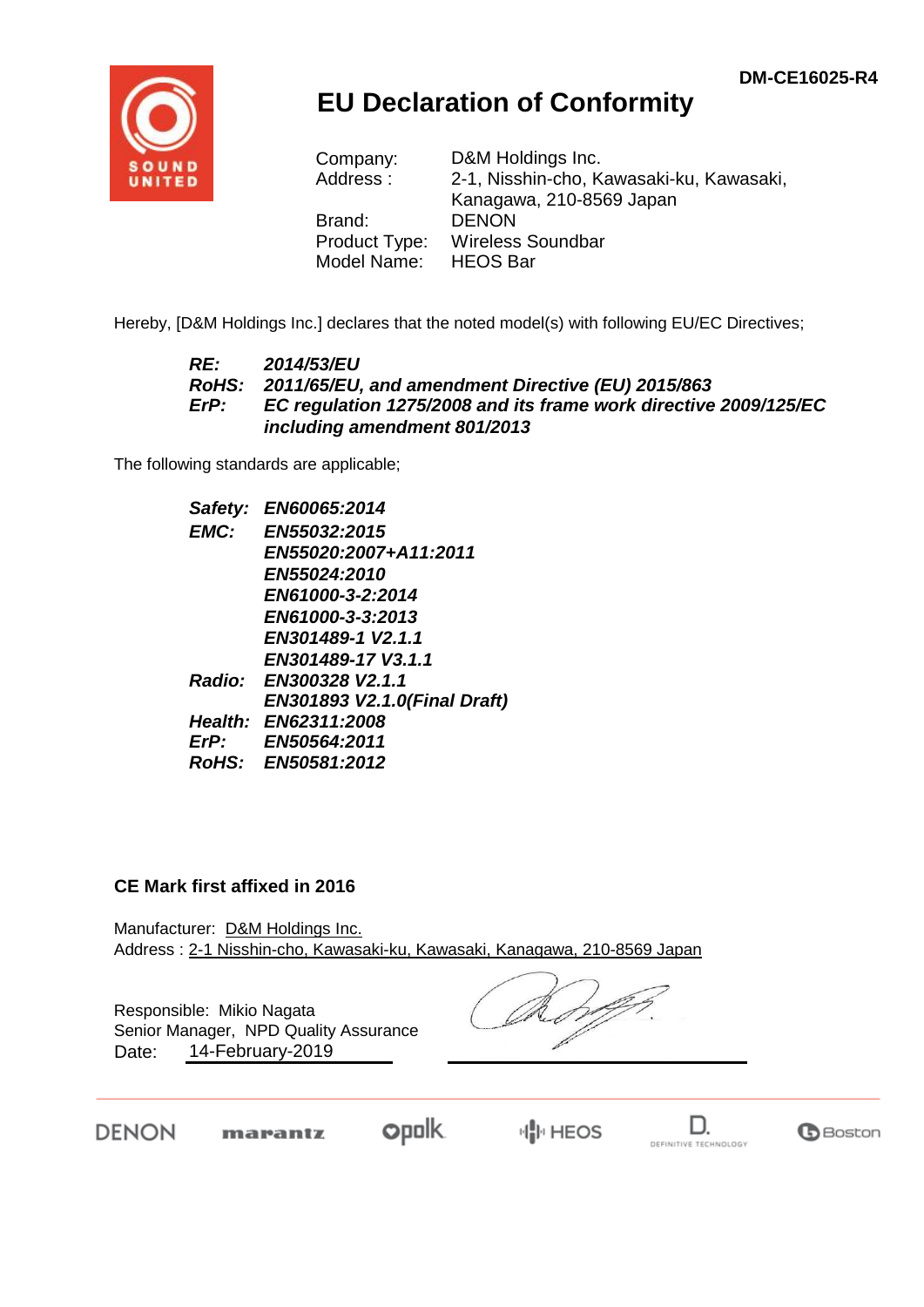DM-CE16025-R4

# EU Declaration of Conformity

Company: D&M Holdings Inc.
Address : 2-1, Nisshin-cho, Kawasaki-ku, Kawasaki, Kanagawa, 210-8569 Japan
Brand: DENON
Product Type: Wireless Soundbar
Model Name: HEOS Bar

Hereby, [D&M Holdings Inc.] declares that the noted model(s) with following EU/EC Directives;

***RE:*** ***2014/53/EU***
***RoHS:*** ***2011/65/EU, and amendment Directive (EU) 2015/863***
***ErP:*** ***EC regulation 1275/2008 and its frame work directive 2009/125/EC including amendment 801/2013***

The following standards are applicable;

***Safety:*** ***EN60065:2014***
***EMC:*** ***EN55032:2015***
***EN55020:2007+A11:2011***
***EN55024:2010***
***EN61000-3-2:2014***
***EN61000-3-3:2013***
***EN301489-1 V2.1.1***
***EN301489-17 V3.1.1***
***Radio:*** ***EN300328 V2.1.1***
***EN301893 V2.1.0(Final Draft)***
***Health:*** ***EN62311:2008***
***ErP:*** ***EN50564:2011***
***RoHS:*** ***EN50581:2012***

**CE Mark first affixed in 2016**

Manufacturer: D&M Holdings Inc.
Address : 2-1 Nisshin-cho, Kawasaki-ku, Kawasaki, Kanagawa, 210-8569 Japan

Responsible: Mikio Nagata
Senior Manager, NPD Quality Assurance
Date: 14-February-2019

DENON marantz polk HEOS D. DEFINITIVE TECHNOLOGY Boston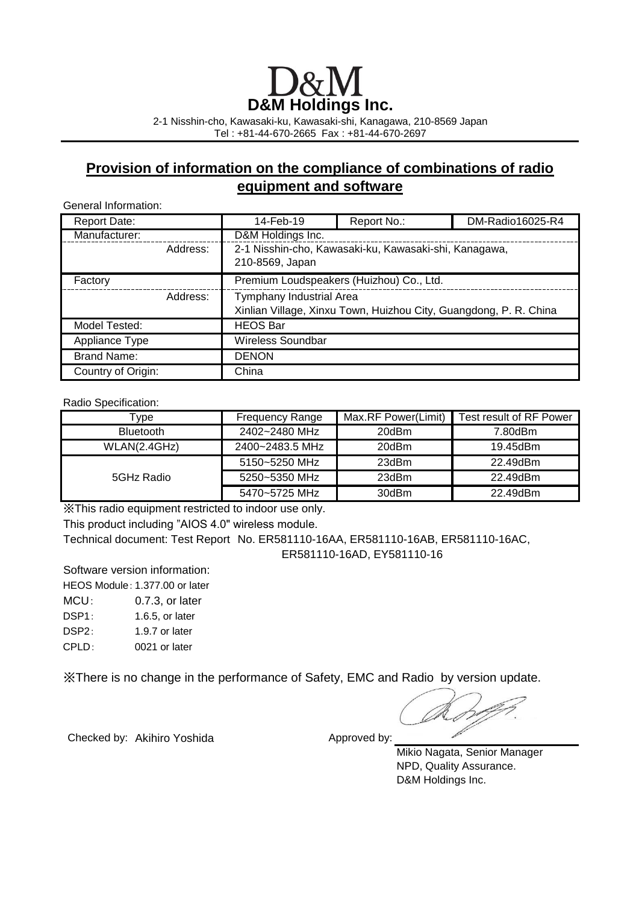# D&M

**D&M Holdings Inc.**

2-1 Nisshin-cho, Kawasaki-ku, Kawasaki-shi, Kanagawa, 210-8569 Japan
Tel : +81-44-670-2665 Fax : +81-44-670-2697

## Provision of information on the compliance of combinations of radio equipment and software

General Information:

| | | | |
|---|---|---|---|
| Report Date: | 14-Feb-19 | Report No.: | DM-Radio16025-R4 |
| Manufacturer: | D&M Holdings Inc. | | |
| Address: | 2-1 Nisshin-cho, Kawasaki-ku, Kawasaki-shi, Kanagawa, 210-8569, Japan | | |
| Factory | Premium Loudspeakers (Huizhou) Co., Ltd. | | |
| Address: | Tymphany Industrial Area<br>Xinlian Village, Xinxu Town, Huizhou City, Guangdong, P. R. China | | |
| Model Tested: | HEOS Bar | | |
| Appliance Type | Wireless Soundbar | | |
| Brand Name: | DENON | | |
| Country of Origin: | China | | |

Radio Specification:

| Type | Frequency Range | Max.RF Power(Limit) | Test result of RF Power |
|---|---|---|---|
| Bluetooth | 2402~2480 MHz | 20dBm | 7.80dBm |
| WLAN(2.4GHz) | 2400~2483.5 MHz | 20dBm | 19.45dBm |
| 5GHz Radio | 5150~5250 MHz | 23dBm | 22.49dBm |
| | 5250~5350 MHz | 23dBm | 22.49dBm |
| | 5470~5725 MHz | 30dBm | 22.49dBm |

※This radio equipment restricted to indoor use only.

This product including "AIOS 4.0" wireless module.

Technical document: Test Report No. ER581110-16AA, ER581110-16AB, ER581110-16AC, ER581110-16AD, EY581110-16

Software version information:

HEOS Module: 1.377.00 or later
MCU: 0.7.3, or later
DSP1: 1.6.5, or later
DSP2: 1.9.7 or later
CPLD: 0021 or later

※There is no change in the performance of Safety, EMC and Radio by version update.

Checked by: Akihiro Yoshida

Approved by:

Mikio Nagata, Senior Manager
NPD, Quality Assurance.
D&M Holdings Inc.